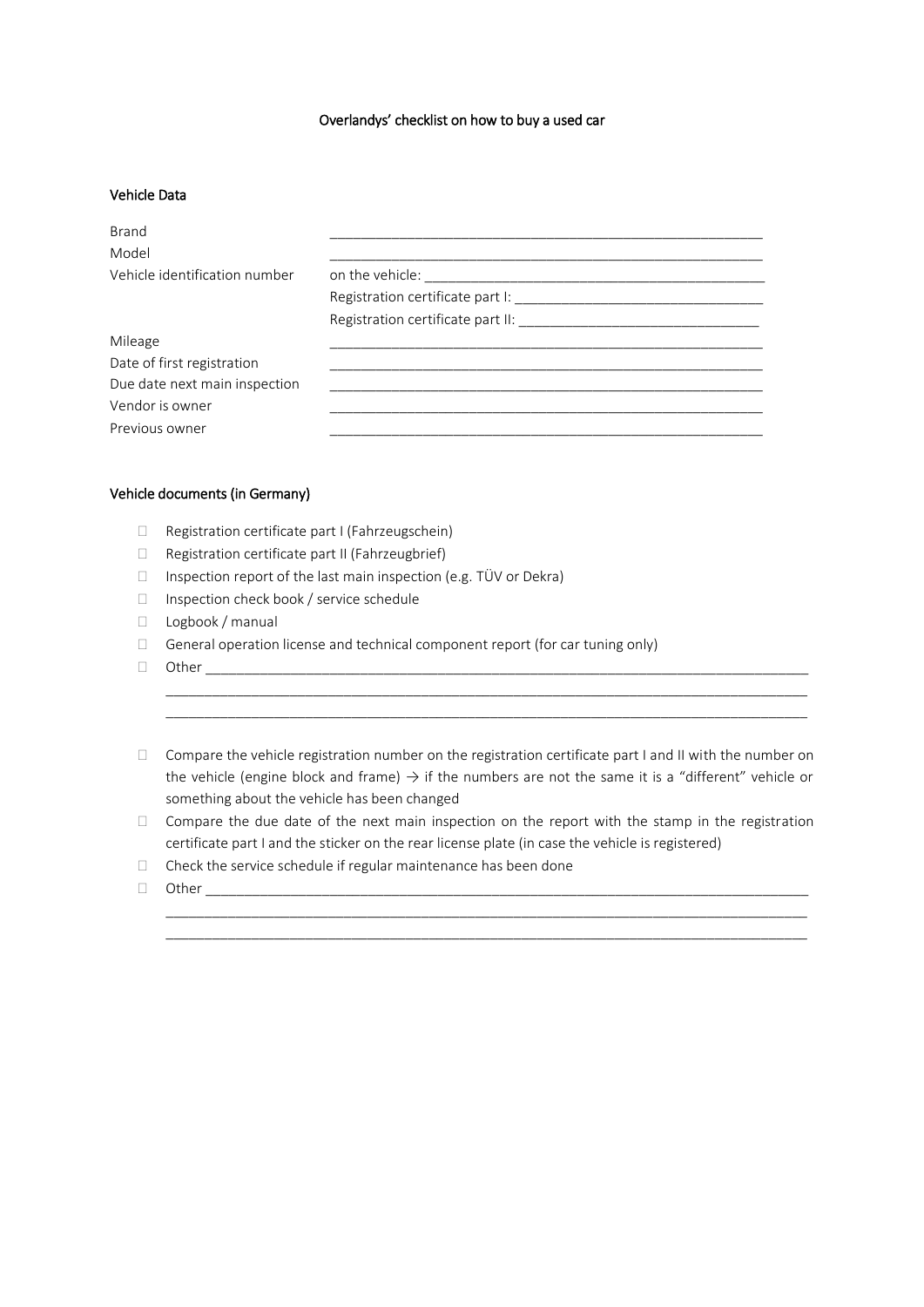# Overlandys' checklist on how to buy a used car

## Vehicle Data

| | |
|---|---|
| Brand | ___________________________________________ |
| Model | ___________________________________________ |
| Vehicle identification number | on the vehicle: ______________________________ |
| | Registration certificate part I: _______________________ |
| | Registration certificate part II: ______________________ |
| Mileage | ___________________________________________ |
| Date of first registration | ___________________________________________ |
| Due date next main inspection | ___________________________________________ |
| Vendor is owner | ___________________________________________ |
| Previous owner | ___________________________________________ |

## Vehicle documents (in Germany)

- ☐ Registration certificate part I (Fahrzeugschein)
- ☐ Registration certificate part II (Fahrzeugbrief)
- ☐ Inspection report of the last main inspection (e.g. TÜV or Dekra)
- ☐ Inspection check book / service schedule
- ☐ Logbook / manual
- ☐ General operation license and technical component report (for car tuning only)
- ☐ Other ___________________________________________________________________
  ___________________________________________________________________________
  ___________________________________________________________________________

- ☐ Compare the vehicle registration number on the registration certificate part I and II with the number on the vehicle (engine block and frame) → if the numbers are not the same it is a "different" vehicle or something about the vehicle has been changed
- ☐ Compare the due date of the next main inspection on the report with the stamp in the registration certificate part I and the sticker on the rear license plate (in case the vehicle is registered)
- ☐ Check the service schedule if regular maintenance has been done
- ☐ Other ___________________________________________________________________
  ___________________________________________________________________________
  ___________________________________________________________________________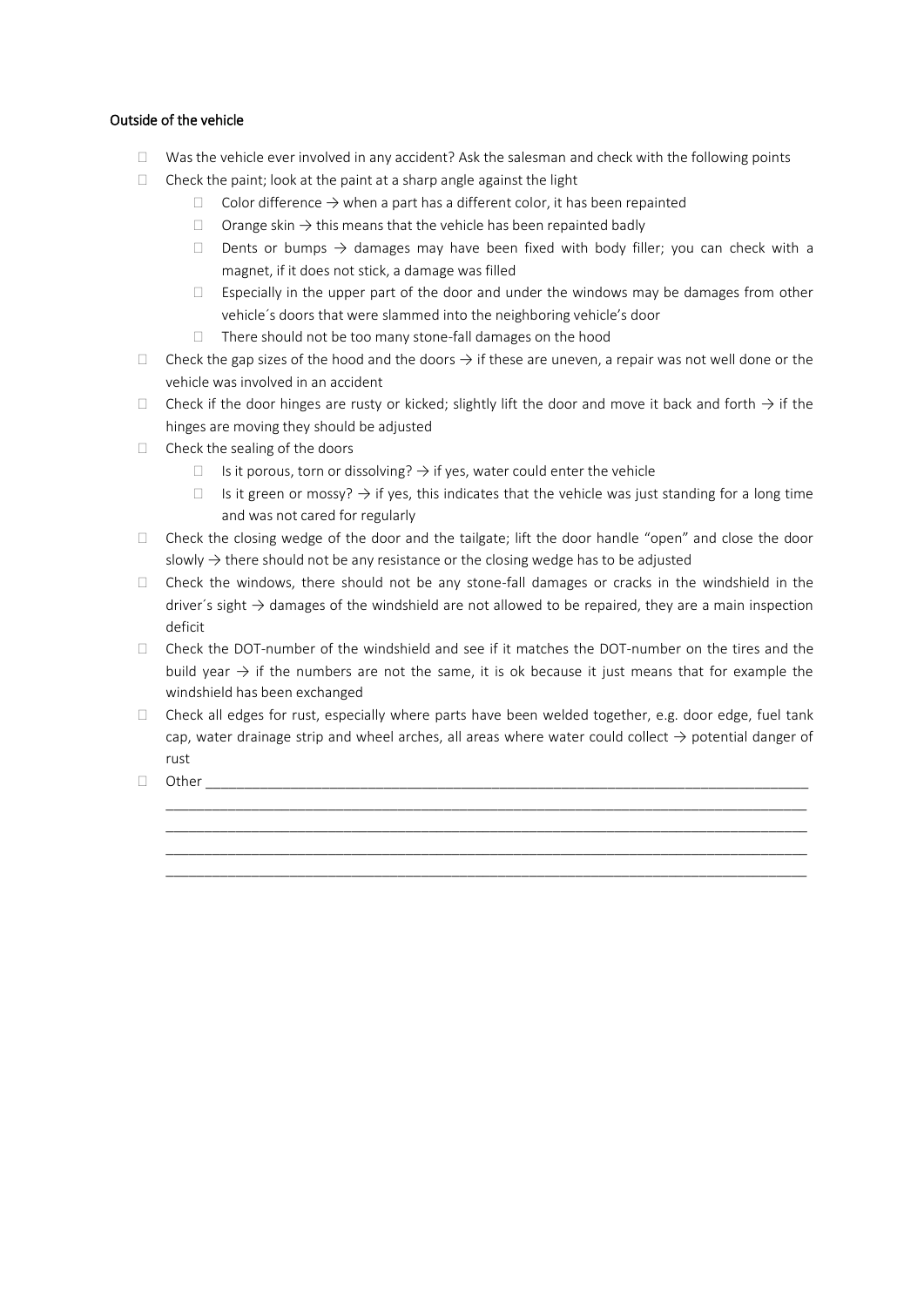Outside of the vehicle

- Was the vehicle ever involved in any accident? Ask the salesman and check with the following points
- Check the paint; look at the paint at a sharp angle against the light
  - Color difference → when a part has a different color, it has been repainted
  - Orange skin → this means that the vehicle has been repainted badly
  - Dents or bumps → damages may have been fixed with body filler; you can check with a magnet, if it does not stick, a damage was filled
  - Especially in the upper part of the door and under the windows may be damages from other vehicle´s doors that were slammed into the neighboring vehicle's door
  - There should not be too many stone-fall damages on the hood
- Check the gap sizes of the hood and the doors → if these are uneven, a repair was not well done or the vehicle was involved in an accident
- Check if the door hinges are rusty or kicked; slightly lift the door and move it back and forth → if the hinges are moving they should be adjusted
- Check the sealing of the doors
  - Is it porous, torn or dissolving? → if yes, water could enter the vehicle
  - Is it green or mossy? → if yes, this indicates that the vehicle was just standing for a long time and was not cared for regularly
- Check the closing wedge of the door and the tailgate; lift the door handle "open" and close the door slowly → there should not be any resistance or the closing wedge has to be adjusted
- Check the windows, there should not be any stone-fall damages or cracks in the windshield in the driver´s sight → damages of the windshield are not allowed to be repaired, they are a main inspection deficit
- Check the DOT-number of the windshield and see if it matches the DOT-number on the tires and the build year → if the numbers are not the same, it is ok because it just means that for example the windshield has been exchanged
- Check all edges for rust, especially where parts have been welded together, e.g. door edge, fuel tank cap, water drainage strip and wheel arches, all areas where water could collect → potential danger of rust
- Other ______________________________________________________________________________
  ______________________________________________________________________________
  ______________________________________________________________________________
  ______________________________________________________________________________
  ______________________________________________________________________________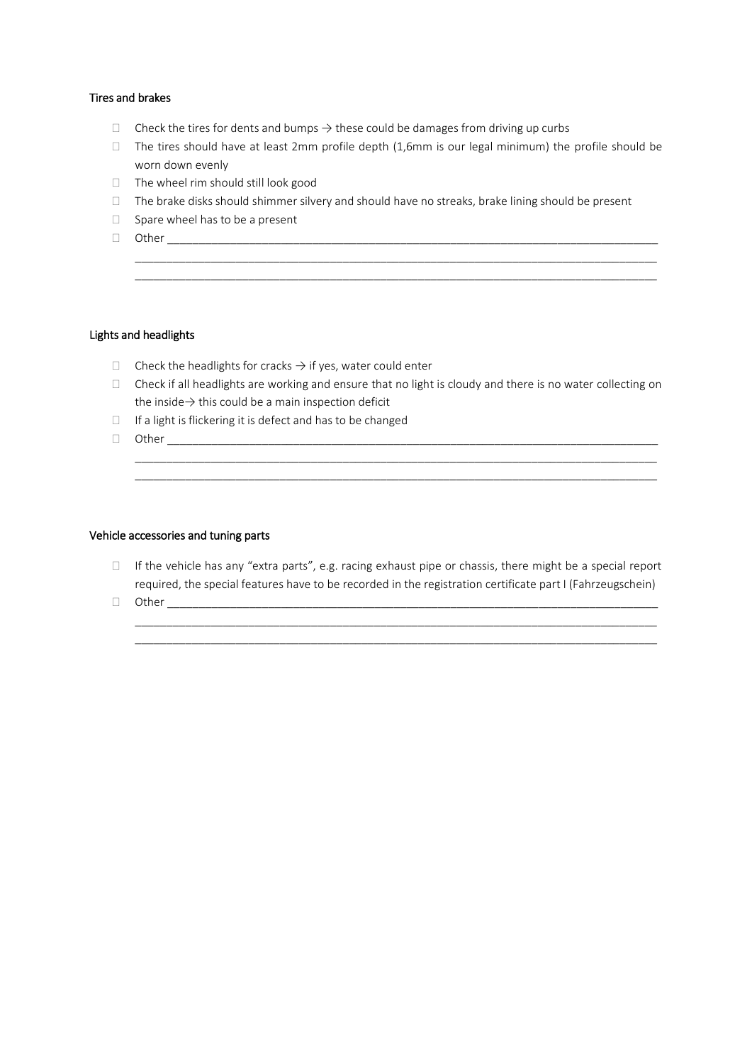### Tires and brakes

- ☐ Check the tires for dents and bumps → these could be damages from driving up curbs
- ☐ The tires should have at least 2mm profile depth (1,6mm is our legal minimum) the profile should be worn down evenly
- ☐ The wheel rim should still look good
- ☐ The brake disks should shimmer silvery and should have no streaks, brake lining should be present
- ☐ Spare wheel has to be a present
- ☐ Other ________________________________________________________________________________
  ________________________________________________________________________________________
  ________________________________________________________________________________________

### Lights and headlights

- ☐ Check the headlights for cracks → if yes, water could enter
- ☐ Check if all headlights are working and ensure that no light is cloudy and there is no water collecting on the inside→ this could be a main inspection deficit
- ☐ If a light is flickering it is defect and has to be changed
- ☐ Other ________________________________________________________________________________
  ________________________________________________________________________________________
  ________________________________________________________________________________________

### Vehicle accessories and tuning parts

- ☐ If the vehicle has any "extra parts", e.g. racing exhaust pipe or chassis, there might be a special report required, the special features have to be recorded in the registration certificate part I (Fahrzeugschein)
- ☐ Other ________________________________________________________________________________
  ________________________________________________________________________________________
  ________________________________________________________________________________________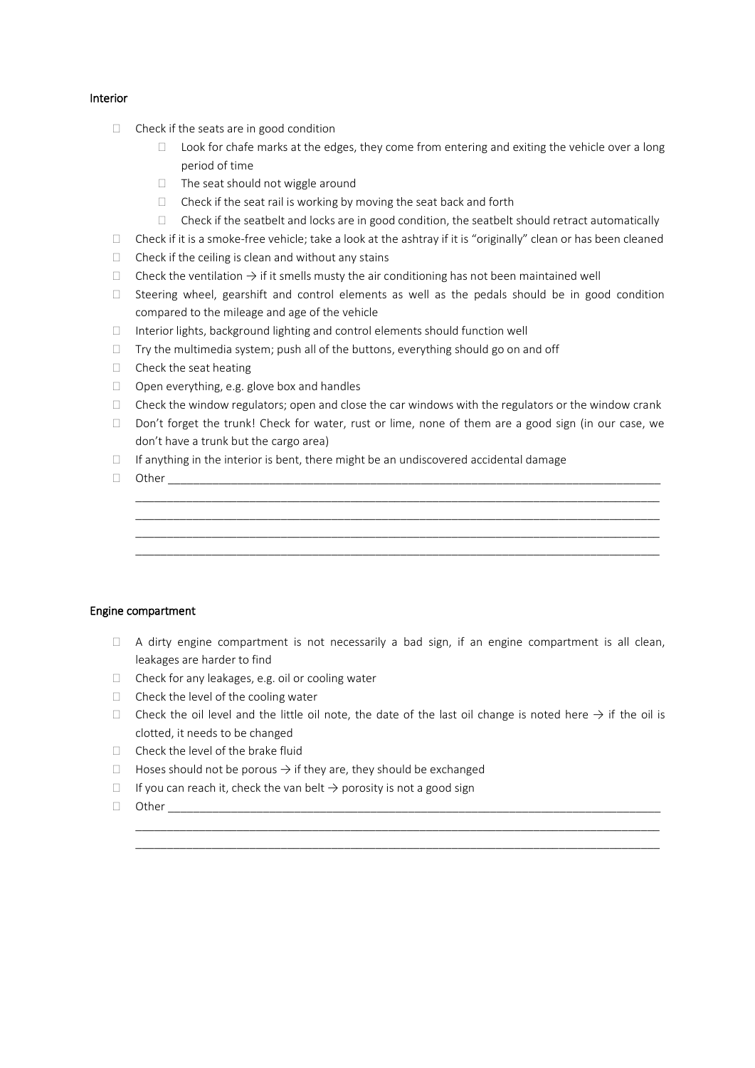Interior

- [ ] Check if the seats are in good condition
    - [ ] Look for chafe marks at the edges, they come from entering and exiting the vehicle over a long period of time
    - [ ] The seat should not wiggle around
    - [ ] Check if the seat rail is working by moving the seat back and forth
    - [ ] Check if the seatbelt and locks are in good condition, the seatbelt should retract automatically
- [ ] Check if it is a smoke-free vehicle; take a look at the ashtray if it is "originally" clean or has been cleaned
- [ ] Check if the ceiling is clean and without any stains
- [ ] Check the ventilation → if it smells musty the air conditioning has not been maintained well
- [ ] Steering wheel, gearshift and control elements as well as the pedals should be in good condition compared to the mileage and age of the vehicle
- [ ] Interior lights, background lighting and control elements should function well
- [ ] Try the multimedia system; push all of the buttons, everything should go on and off
- [ ] Check the seat heating
- [ ] Open everything, e.g. glove box and handles
- [ ] Check the window regulators; open and close the car windows with the regulators or the window crank
- [ ] Don't forget the trunk! Check for water, rust or lime, none of them are a good sign (in our case, we don't have a trunk but the cargo area)
- [ ] If anything in the interior is bent, there might be an undiscovered accidental damage
- [ ] Other ______________________________________________________________________________
  ______________________________________________________________________________
  ______________________________________________________________________________
  ______________________________________________________________________________
  ______________________________________________________________________________

Engine compartment

- [ ] A dirty engine compartment is not necessarily a bad sign, if an engine compartment is all clean, leakages are harder to find
- [ ] Check for any leakages, e.g. oil or cooling water
- [ ] Check the level of the cooling water
- [ ] Check the oil level and the little oil note, the date of the last oil change is noted here → if the oil is clotted, it needs to be changed
- [ ] Check the level of the brake fluid
- [ ] Hoses should not be porous → if they are, they should be exchanged
- [ ] If you can reach it, check the van belt → porosity is not a good sign
- [ ] Other ______________________________________________________________________________
  ______________________________________________________________________________
  ______________________________________________________________________________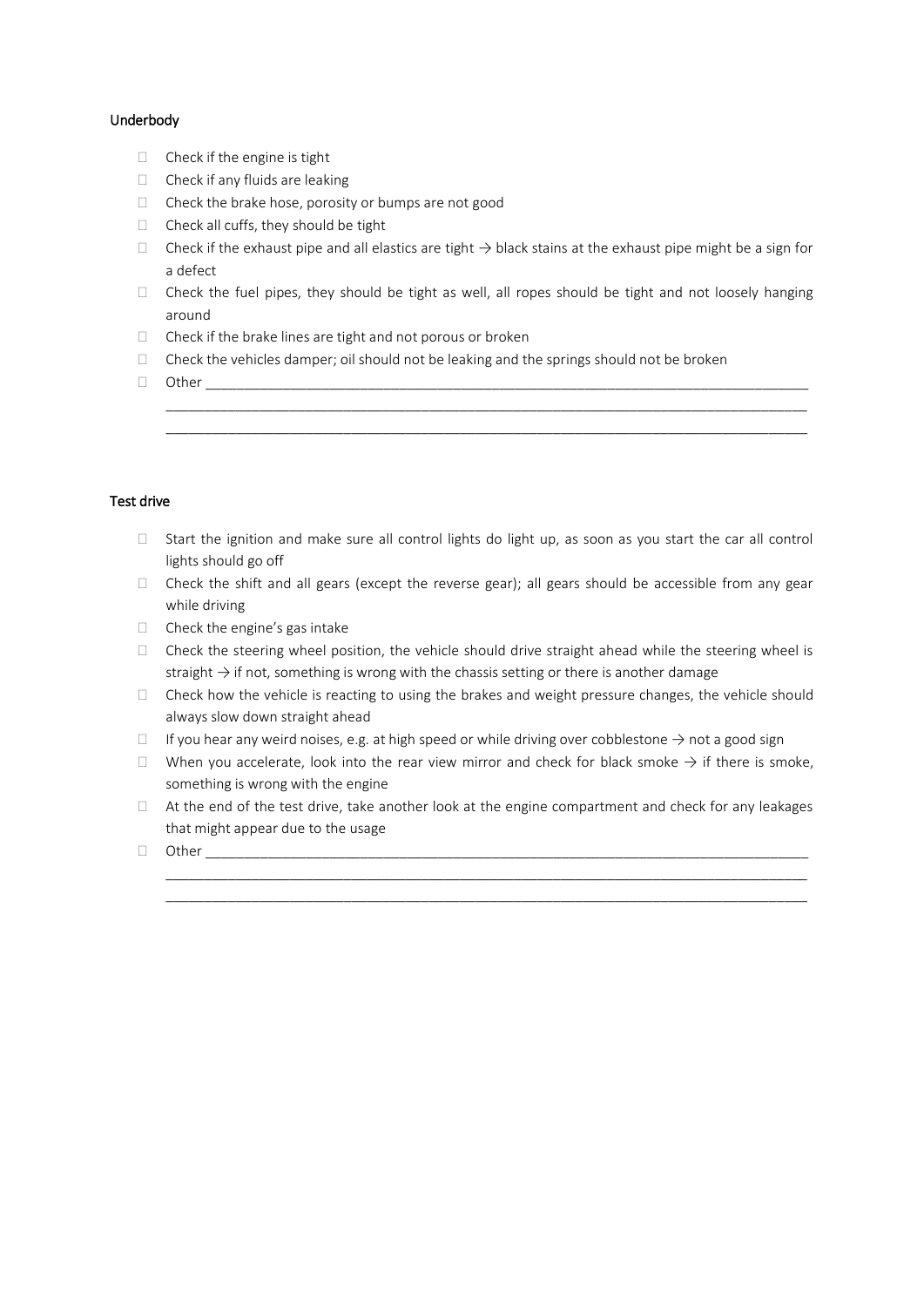Underbody

- [ ] Check if the engine is tight
- [ ] Check if any fluids are leaking
- [ ] Check the brake hose, porosity or bumps are not good
- [ ] Check all cuffs, they should be tight
- [ ] Check if the exhaust pipe and all elastics are tight → black stains at the exhaust pipe might be a sign for a defect
- [ ] Check the fuel pipes, they should be tight as well, all ropes should be tight and not loosely hanging around
- [ ] Check if the brake lines are tight and not porous or broken
- [ ] Check the vehicles damper; oil should not be leaking and the springs should not be broken
- [ ] Other ___________________________________________________________________________________
  ___________________________________________________________________________________
  ___________________________________________________________________________________

Test drive

- [ ] Start the ignition and make sure all control lights do light up, as soon as you start the car all control lights should go off
- [ ] Check the shift and all gears (except the reverse gear); all gears should be accessible from any gear while driving
- [ ] Check the engine's gas intake
- [ ] Check the steering wheel position, the vehicle should drive straight ahead while the steering wheel is straight → if not, something is wrong with the chassis setting or there is another damage
- [ ] Check how the vehicle is reacting to using the brakes and weight pressure changes, the vehicle should always slow down straight ahead
- [ ] If you hear any weird noises, e.g. at high speed or while driving over cobblestone → not a good sign
- [ ] When you accelerate, look into the rear view mirror and check for black smoke → if there is smoke, something is wrong with the engine
- [ ] At the end of the test drive, take another look at the engine compartment and check for any leakages that might appear due to the usage
- [ ] Other ___________________________________________________________________________________
  ___________________________________________________________________________________
  ___________________________________________________________________________________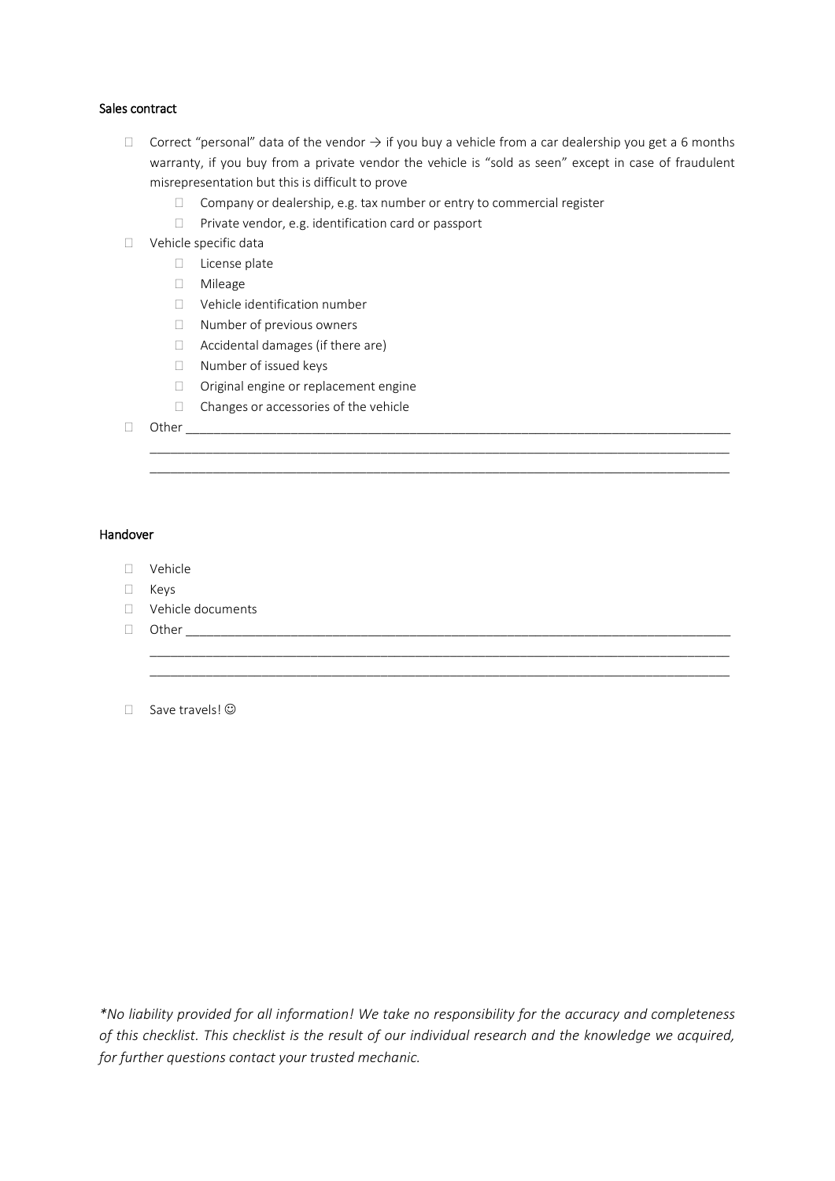Sales contract

- ☐ Correct "personal" data of the vendor → if you buy a vehicle from a car dealership you get a 6 months warranty, if you buy from a private vendor the vehicle is "sold as seen" except in case of fraudulent misrepresentation but this is difficult to prove
  - ☐ Company or dealership, e.g. tax number or entry to commercial register
  - ☐ Private vendor, e.g. identification card or passport
- ☐ Vehicle specific data
  - ☐ License plate
  - ☐ Mileage
  - ☐ Vehicle identification number
  - ☐ Number of previous owners
  - ☐ Accidental damages (if there are)
  - ☐ Number of issued keys
  - ☐ Original engine or replacement engine
  - ☐ Changes or accessories of the vehicle
- ☐ Other ______________________________________________________________________________
  ______________________________________________________________________________________
  ______________________________________________________________________________________

Handover

- ☐ Vehicle
- ☐ Keys
- ☐ Vehicle documents
- ☐ Other ______________________________________________________________________________
  ______________________________________________________________________________________
  ______________________________________________________________________________________

- ☐ Save travels! ☺

*\*No liability provided for all information! We take no responsibility for the accuracy and completeness of this checklist. This checklist is the result of our individual research and the knowledge we acquired, for further questions contact your trusted mechanic.*